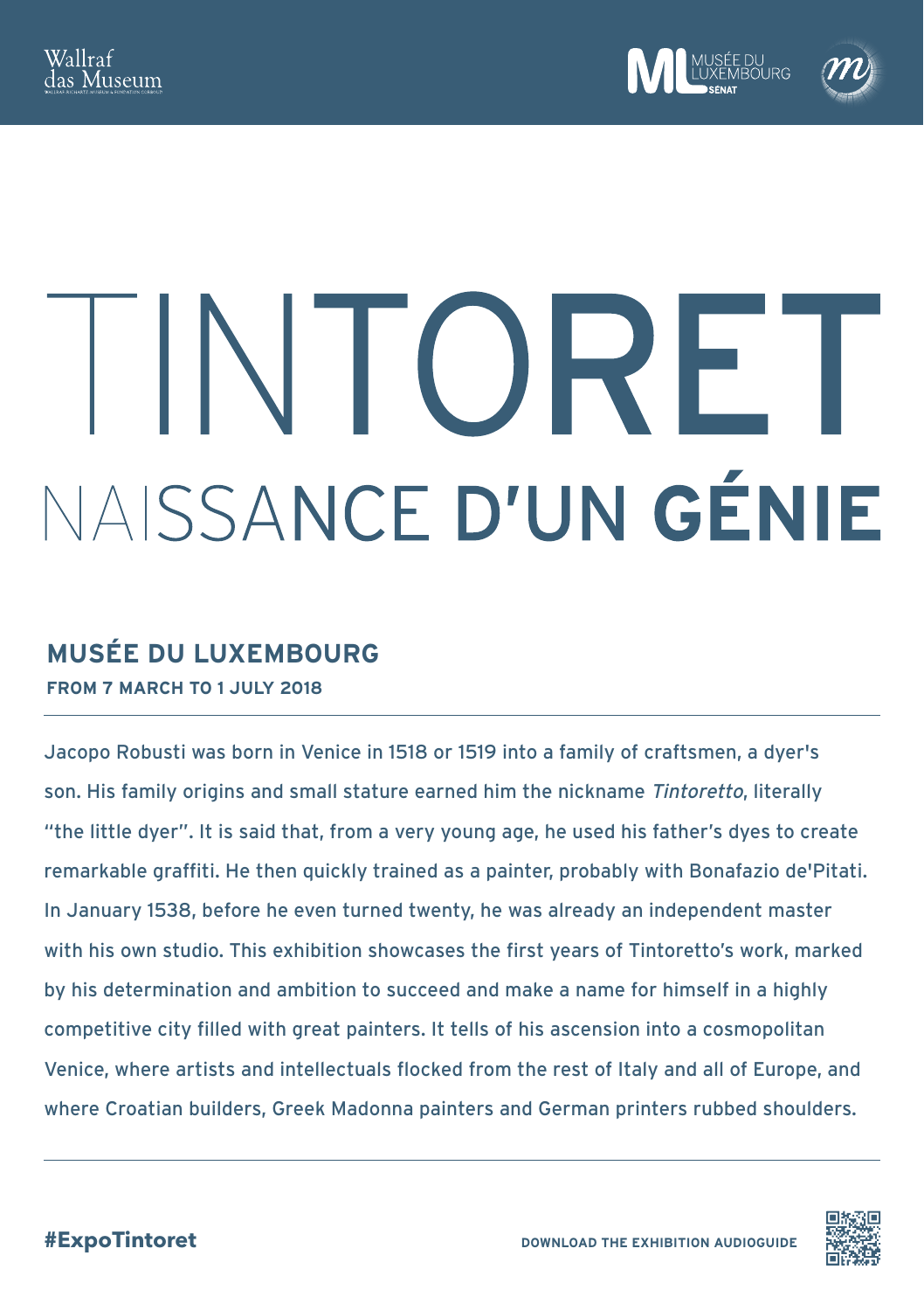Wallraf das Museum

ML MUSÉE DU LUXEMBOURG SÉNAT

# TINTORET

## NAISSANCE D'UN GÉNIE

### MUSÉE DU LUXEMBOURG

**FROM 7 MARCH TO 1 JULY 2018**

---

Jacopo Robusti was born in Venice in 1518 or 1519 into a family of craftsmen, a dyer's son. His family origins and small stature earned him the nickname *Tintoretto*, literally "the little dyer". It is said that, from a very young age, he used his father's dyes to create remarkable graffiti. He then quickly trained as a painter, probably with Bonafazio de'Pitati. In January 1538, before he even turned twenty, he was already an independent master with his own studio. This exhibition showcases the first years of Tintoretto's work, marked by his determination and ambition to succeed and make a name for himself in a highly competitive city filled with great painters. It tells of his ascension into a cosmopolitan Venice, where artists and intellectuals flocked from the rest of Italy and all of Europe, and where Croatian builders, Greek Madonna painters and German printers rubbed shoulders.

---

**#ExpoTintoret**

**DOWNLOAD THE EXHIBITION AUDIOGUIDE**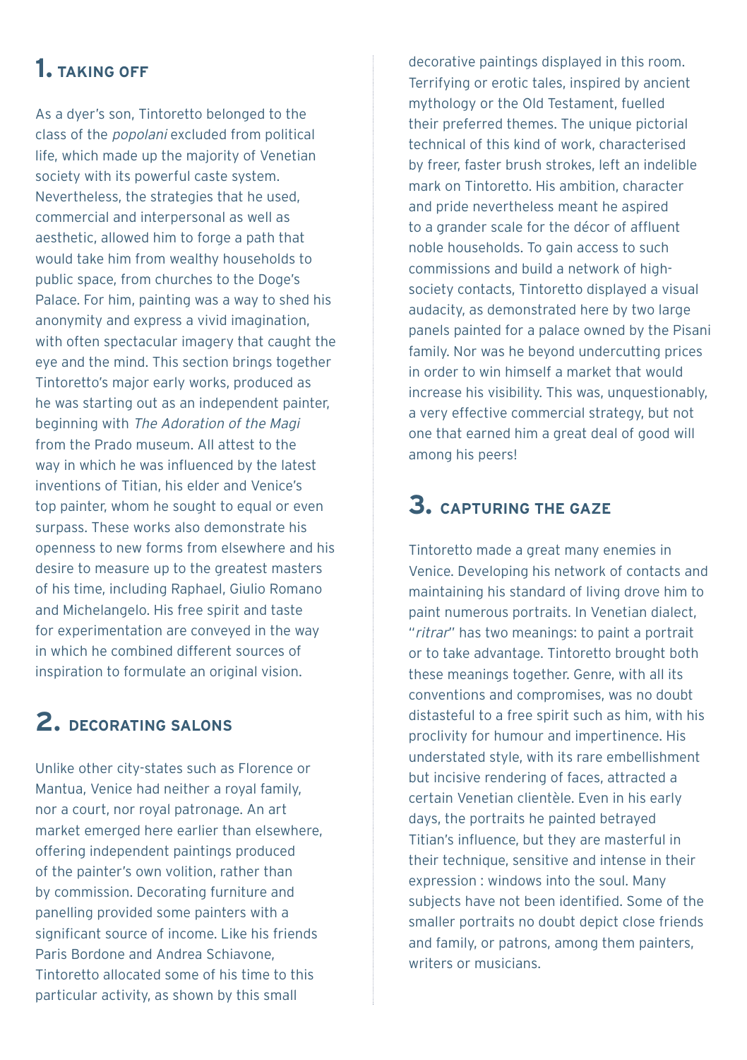## 1. TAKING OFF

As a dyer's son, Tintoretto belonged to the class of the *popolani* excluded from political life, which made up the majority of Venetian society with its powerful caste system. Nevertheless, the strategies that he used, commercial and interpersonal as well as aesthetic, allowed him to forge a path that would take him from wealthy households to public space, from churches to the Doge's Palace. For him, painting was a way to shed his anonymity and express a vivid imagination, with often spectacular imagery that caught the eye and the mind. This section brings together Tintoretto's major early works, produced as he was starting out as an independent painter, beginning with *The Adoration of the Magi* from the Prado museum. All attest to the way in which he was influenced by the latest inventions of Titian, his elder and Venice's top painter, whom he sought to equal or even surpass. These works also demonstrate his openness to new forms from elsewhere and his desire to measure up to the greatest masters of his time, including Raphael, Giulio Romano and Michelangelo. His free spirit and taste for experimentation are conveyed in the way in which he combined different sources of inspiration to formulate an original vision.

## 2. DECORATING SALONS

Unlike other city-states such as Florence or Mantua, Venice had neither a royal family, nor a court, nor royal patronage. An art market emerged here earlier than elsewhere, offering independent paintings produced of the painter's own volition, rather than by commission. Decorating furniture and panelling provided some painters with a significant source of income. Like his friends Paris Bordone and Andrea Schiavone, Tintoretto allocated some of his time to this particular activity, as shown by this small decorative paintings displayed in this room. Terrifying or erotic tales, inspired by ancient mythology or the Old Testament, fuelled their preferred themes. The unique pictorial technical of this kind of work, characterised by freer, faster brush strokes, left an indelible mark on Tintoretto. His ambition, character and pride nevertheless meant he aspired to a grander scale for the décor of affluent noble households. To gain access to such commissions and build a network of high-society contacts, Tintoretto displayed a visual audacity, as demonstrated here by two large panels painted for a palace owned by the Pisani family. Nor was he beyond undercutting prices in order to win himself a market that would increase his visibility. This was, unquestionably, a very effective commercial strategy, but not one that earned him a great deal of good will among his peers!

## 3. CAPTURING THE GAZE

Tintoretto made a great many enemies in Venice. Developing his network of contacts and maintaining his standard of living drove him to paint numerous portraits. In Venetian dialect, "*ritrar*" has two meanings: to paint a portrait or to take advantage. Tintoretto brought both these meanings together. Genre, with all its conventions and compromises, was no doubt distasteful to a free spirit such as him, with his proclivity for humour and impertinence. His understated style, with its rare embellishment but incisive rendering of faces, attracted a certain Venetian clientèle. Even in his early days, the portraits he painted betrayed Titian's influence, but they are masterful in their technique, sensitive and intense in their expression : windows into the soul. Many subjects have not been identified. Some of the smaller portraits no doubt depict close friends and family, or patrons, among them painters, writers or musicians.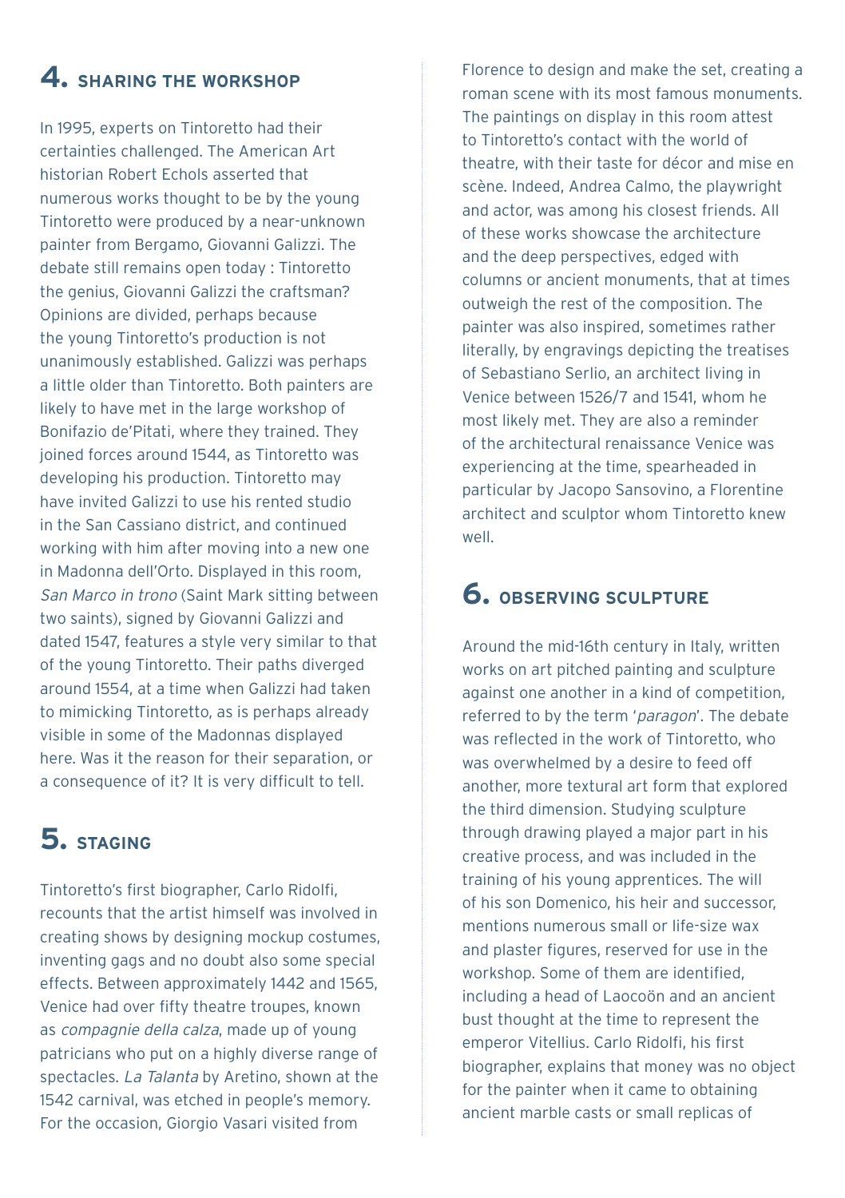## 4. SHARING THE WORKSHOP

In 1995, experts on Tintoretto had their certainties challenged. The American Art historian Robert Echols asserted that numerous works thought to be by the young Tintoretto were produced by a near-unknown painter from Bergamo, Giovanni Galizzi. The debate still remains open today : Tintoretto the genius, Giovanni Galizzi the craftsman? Opinions are divided, perhaps because the young Tintoretto's production is not unanimously established. Galizzi was perhaps a little older than Tintoretto. Both painters are likely to have met in the large workshop of Bonifazio de'Pitati, where they trained. They joined forces around 1544, as Tintoretto was developing his production. Tintoretto may have invited Galizzi to use his rented studio in the San Cassiano district, and continued working with him after moving into a new one in Madonna dell'Orto. Displayed in this room, *San Marco in trono* (Saint Mark sitting between two saints), signed by Giovanni Galizzi and dated 1547, features a style very similar to that of the young Tintoretto. Their paths diverged around 1554, at a time when Galizzi had taken to mimicking Tintoretto, as is perhaps already visible in some of the Madonnas displayed here. Was it the reason for their separation, or a consequence of it? It is very difficult to tell.

## 5. STAGING

Tintoretto's first biographer, Carlo Ridolfi, recounts that the artist himself was involved in creating shows by designing mockup costumes, inventing gags and no doubt also some special effects. Between approximately 1442 and 1565, Venice had over fifty theatre troupes, known as *compagnie della calza*, made up of young patricians who put on a highly diverse range of spectacles. *La Talanta* by Aretino, shown at the 1542 carnival, was etched in people's memory. For the occasion, Giorgio Vasari visited from Florence to design and make the set, creating a roman scene with its most famous monuments. The paintings on display in this room attest to Tintoretto's contact with the world of theatre, with their taste for décor and mise en scène. Indeed, Andrea Calmo, the playwright and actor, was among his closest friends. All of these works showcase the architecture and the deep perspectives, edged with columns or ancient monuments, that at times outweigh the rest of the composition. The painter was also inspired, sometimes rather literally, by engravings depicting the treatises of Sebastiano Serlio, an architect living in Venice between 1526/7 and 1541, whom he most likely met. They are also a reminder of the architectural renaissance Venice was experiencing at the time, spearheaded in particular by Jacopo Sansovino, a Florentine architect and sculptor whom Tintoretto knew well.

## 6. OBSERVING SCULPTURE

Around the mid-16th century in Italy, written works on art pitched painting and sculpture against one another in a kind of competition, referred to by the term '*paragon*'. The debate was reflected in the work of Tintoretto, who was overwhelmed by a desire to feed off another, more textural art form that explored the third dimension. Studying sculpture through drawing played a major part in his creative process, and was included in the training of his young apprentices. The will of his son Domenico, his heir and successor, mentions numerous small or life-size wax and plaster figures, reserved for use in the workshop. Some of them are identified, including a head of Laocoön and an ancient bust thought at the time to represent the emperor Vitellius. Carlo Ridolfi, his first biographer, explains that money was no object for the painter when it came to obtaining ancient marble casts or small replicas of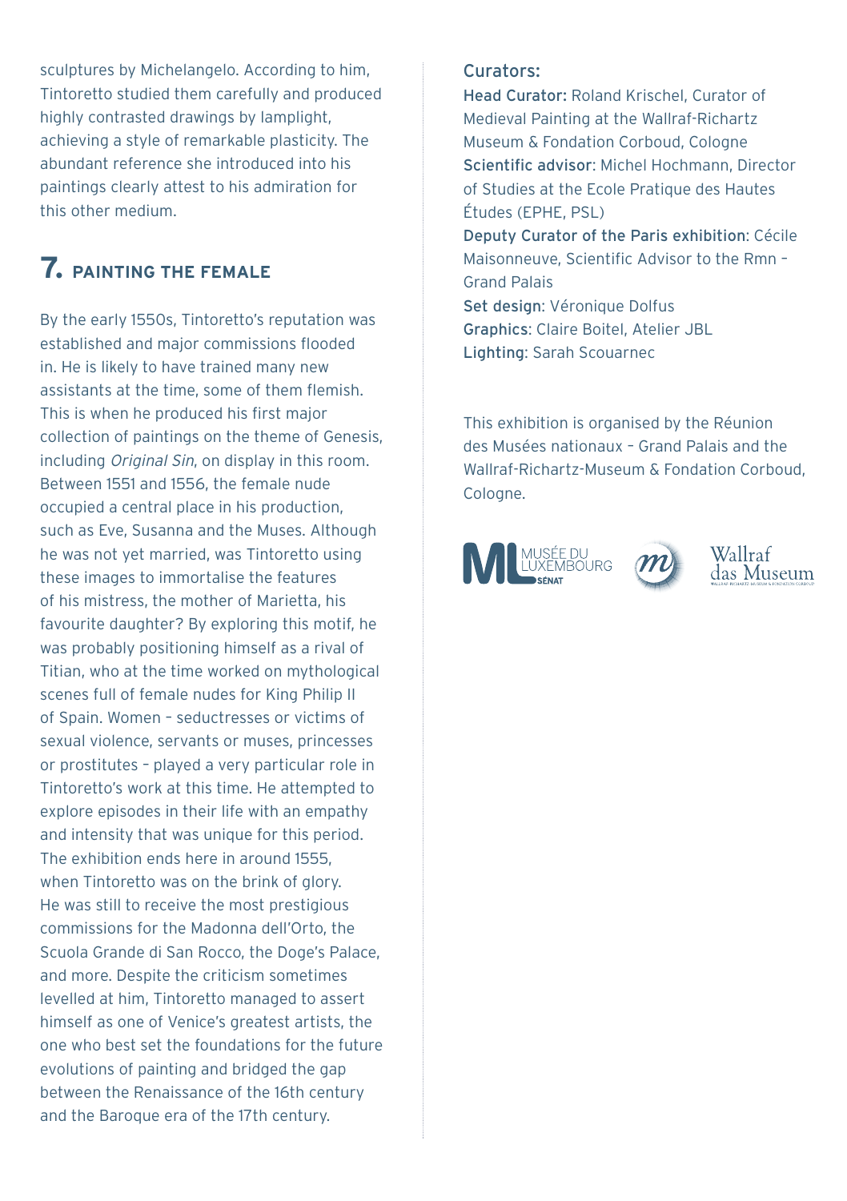sculptures by Michelangelo. According to him, Tintoretto studied them carefully and produced highly contrasted drawings by lamplight, achieving a style of remarkable plasticity. The abundant reference she introduced into his paintings clearly attest to his admiration for this other medium.

## 7. PAINTING THE FEMALE

By the early 1550s, Tintoretto's reputation was established and major commissions flooded in. He is likely to have trained many new assistants at the time, some of them flemish. This is when he produced his first major collection of paintings on the theme of Genesis, including *Original Sin*, on display in this room. Between 1551 and 1556, the female nude occupied a central place in his production, such as Eve, Susanna and the Muses. Although he was not yet married, was Tintoretto using these images to immortalise the features of his mistress, the mother of Marietta, his favourite daughter? By exploring this motif, he was probably positioning himself as a rival of Titian, who at the time worked on mythological scenes full of female nudes for King Philip II of Spain. Women – seductresses or victims of sexual violence, servants or muses, princesses or prostitutes – played a very particular role in Tintoretto's work at this time. He attempted to explore episodes in their life with an empathy and intensity that was unique for this period. The exhibition ends here in around 1555, when Tintoretto was on the brink of glory. He was still to receive the most prestigious commissions for the Madonna dell'Orto, the Scuola Grande di San Rocco, the Doge's Palace, and more. Despite the criticism sometimes levelled at him, Tintoretto managed to assert himself as one of Venice's greatest artists, the one who best set the foundations for the future evolutions of painting and bridged the gap between the Renaissance of the 16th century and the Baroque era of the 17th century.

Curators:

Head Curator: Roland Krischel, Curator of Medieval Painting at the Wallraf-Richartz Museum & Fondation Corboud, Cologne
Scientific advisor: Michel Hochmann, Director of Studies at the Ecole Pratique des Hautes Études (EPHE, PSL)
Deputy Curator of the Paris exhibition: Cécile Maisonneuve, Scientific Advisor to the Rmn – Grand Palais
Set design: Véronique Dolfus
Graphics: Claire Boitel, Atelier JBL
Lighting: Sarah Scouarnec

This exhibition is organised by the Réunion des Musées nationaux – Grand Palais and the Wallraf-Richartz-Museum & Fondation Corboud, Cologne.

MUSÉE DU LUXEMBOURG SÉNAT

Wallraf das Museum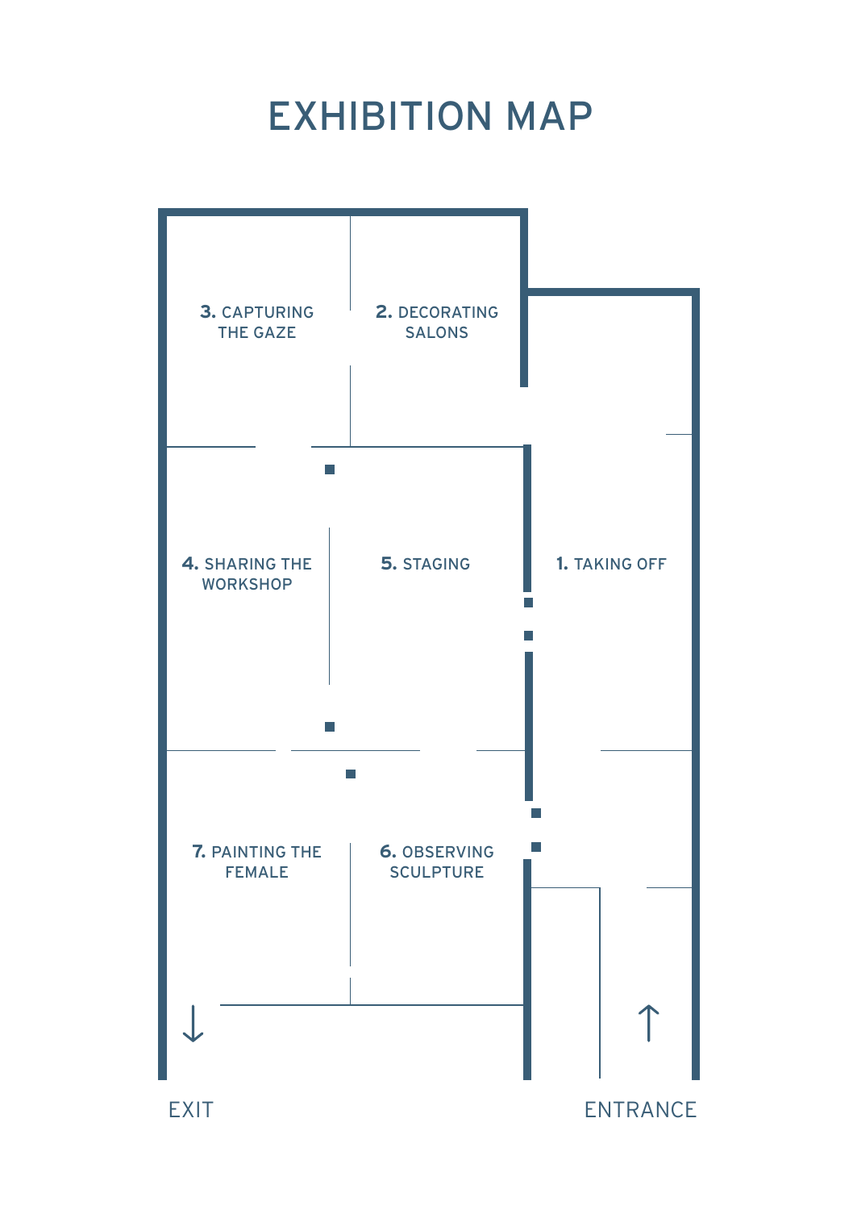# EXHIBITION MAP

**3.** CAPTURING THE GAZE

**2.** DECORATING SALONS

**4.** SHARING THE WORKSHOP

**5.** STAGING

**1.** TAKING OFF

**7.** PAINTING THE FEMALE

**6.** OBSERVING SCULPTURE

↓

↑

EXIT

ENTRANCE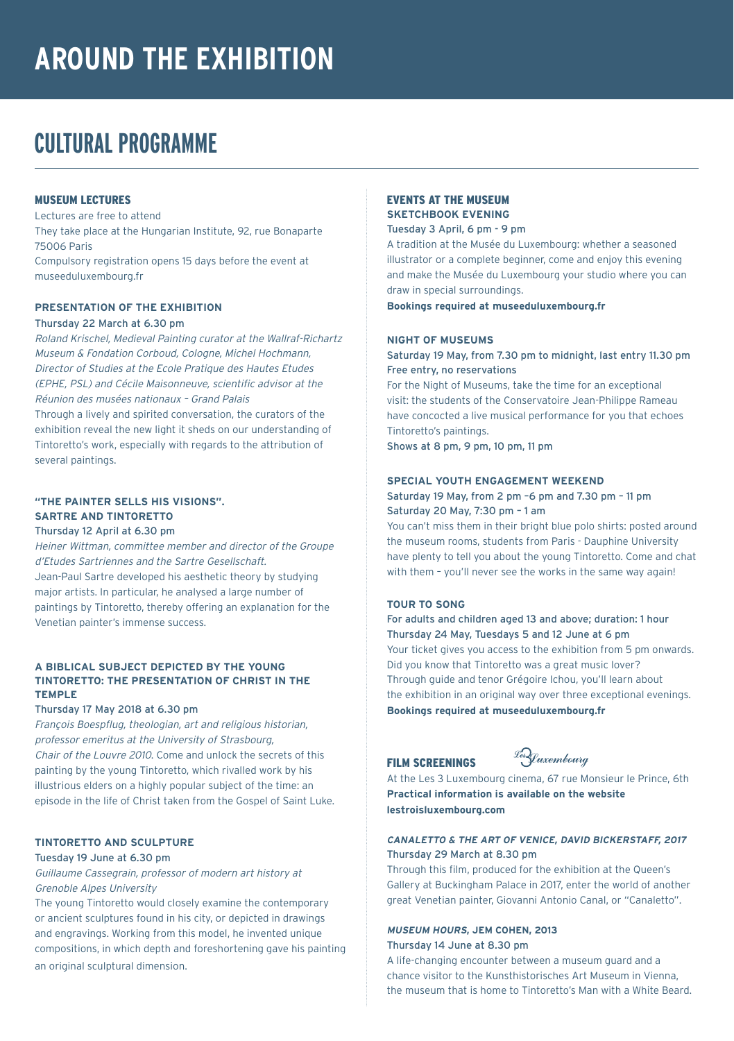# AROUND THE EXHIBITION

## CULTURAL PROGRAMME

### MUSEUM LECTURES

Lectures are free to attend
They take place at the Hungarian Institute, 92, rue Bonaparte 75006 Paris
Compulsory registration opens 15 days before the event at museeduluxembourg.fr

**PRESENTATION OF THE EXHIBITION**
Thursday 22 March at 6.30 pm
*Roland Krischel, Medieval Painting curator at the Wallraf-Richartz Museum & Fondation Corboud, Cologne, Michel Hochmann, Director of Studies at the Ecole Pratique des Hautes Etudes (EPHE, PSL) and Cécile Maisonneuve, scientific advisor at the Réunion des musées nationaux – Grand Palais*
Through a lively and spirited conversation, the curators of the exhibition reveal the new light it sheds on our understanding of Tintoretto's work, especially with regards to the attribution of several paintings.

**"THE PAINTER SELLS HIS VISIONS". SARTRE AND TINTORETTO**
Thursday 12 April at 6.30 pm
*Heiner Wittman, committee member and director of the Groupe d'Etudes Sartriennes and the Sartre Gesellschaft.*
Jean-Paul Sartre developed his aesthetic theory by studying major artists. In particular, he analysed a large number of paintings by Tintoretto, thereby offering an explanation for the Venetian painter's immense success.

**A BIBLICAL SUBJECT DEPICTED BY THE YOUNG TINTORETTO: THE PRESENTATION OF CHRIST IN THE TEMPLE**
Thursday 17 May 2018 at 6.30 pm
*François Boespflug, theologian, art and religious historian, professor emeritus at the University of Strasbourg, Chair of the Louvre 2010.* Come and unlock the secrets of this painting by the young Tintoretto, which rivalled work by his illustrious elders on a highly popular subject of the time: an episode in the life of Christ taken from the Gospel of Saint Luke.

**TINTORETTO AND SCULPTURE**
Tuesday 19 June at 6.30 pm
*Guillaume Cassegrain, professor of modern art history at Grenoble Alpes University*
The young Tintoretto would closely examine the contemporary or ancient sculptures found in his city, or depicted in drawings and engravings. Working from this model, he invented unique compositions, in which depth and foreshortening gave his painting an original sculptural dimension.

### EVENTS AT THE MUSEUM

**SKETCHBOOK EVENING**
Tuesday 3 April, 6 pm - 9 pm
A tradition at the Musée du Luxembourg: whether a seasoned illustrator or a complete beginner, come and enjoy this evening and make the Musée du Luxembourg your studio where you can draw in special surroundings.
**Bookings required at museeduluxembourg.fr**

**NIGHT OF MUSEUMS**
Saturday 19 May, from 7.30 pm to midnight, last entry 11.30 pm
Free entry, no reservations
For the Night of Museums, take the time for an exceptional visit: the students of the Conservatoire Jean-Philippe Rameau have concocted a live musical performance for you that echoes Tintoretto's paintings.
Shows at 8 pm, 9 pm, 10 pm, 11 pm

**SPECIAL YOUTH ENGAGEMENT WEEKEND**
Saturday 19 May, from 2 pm –6 pm and 7.30 pm – 11 pm
Saturday 20 May, 7:30 pm – 1 am
You can't miss them in their bright blue polo shirts: posted around the museum rooms, students from Paris - Dauphine University have plenty to tell you about the young Tintoretto. Come and chat with them – you'll never see the works in the same way again!

**TOUR TO SONG**
For adults and children aged 13 and above; duration: 1 hour
Thursday 24 May, Tuesdays 5 and 12 June at 6 pm
Your ticket gives you access to the exhibition from 5 pm onwards. Did you know that Tintoretto was a great music lover? Through guide and tenor Grégoire Ichou, you'll learn about the exhibition in an original way over three exceptional evenings.
**Bookings required at museeduluxembourg.fr**

### FILM SCREENINGS

Les 3 Luxembourg

At the Les 3 Luxembourg cinema, 67 rue Monsieur le Prince, 6th
**Practical information is available on the website lestroisluxembourg.com**

***CANALETTO & THE ART OF VENICE*, DAVID BICKERSTAFF, 2017**
Thursday 29 March at 8.30 pm
Through this film, produced for the exhibition at the Queen's Gallery at Buckingham Palace in 2017, enter the world of another great Venetian painter, Giovanni Antonio Canal, or "Canaletto".

***MUSEUM HOURS*, JEM COHEN, 2013**
Thursday 14 June at 8.30 pm
A life-changing encounter between a museum guard and a chance visitor to the Kunsthistorisches Art Museum in Vienna, the museum that is home to Tintoretto's Man with a White Beard.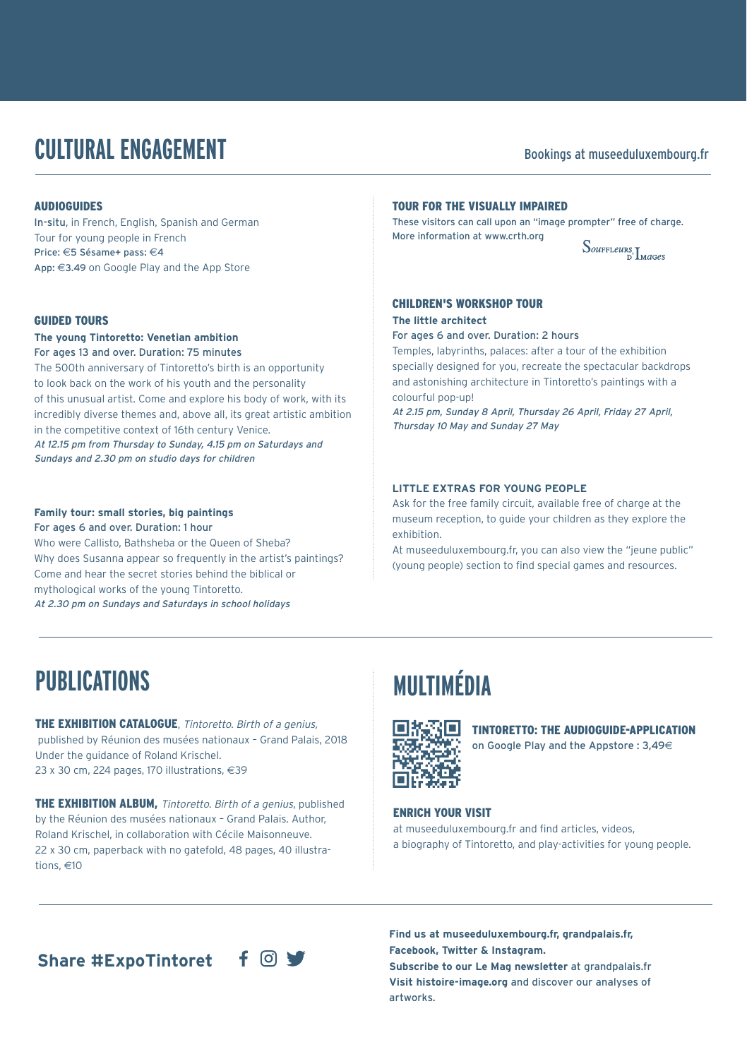# CULTURAL ENGAGEMENT

Bookings at museeduluxembourg.fr

### AUDIOGUIDES

In-situ, in French, English, Spanish and German
Tour for young people in French
Price: €5 Sésame+ pass: €4
App: €3.49 on Google Play and the App Store

### GUIDED TOURS

**The young Tintoretto: Venetian ambition**
For ages 13 and over. Duration: 75 minutes
The 500th anniversary of Tintoretto's birth is an opportunity to look back on the work of his youth and the personality of this unusual artist. Come and explore his body of work, with its incredibly diverse themes and, above all, its great artistic ambition in the competitive context of 16th century Venice.
*At 12.15 pm from Thursday to Sunday, 4.15 pm on Saturdays and Sundays and 2.30 pm on studio days for children*

**Family tour: small stories, big paintings**
For ages 6 and over. Duration: 1 hour
Who were Callisto, Bathsheba or the Queen of Sheba? Why does Susanna appear so frequently in the artist's paintings? Come and hear the secret stories behind the biblical or mythological works of the young Tintoretto.
*At 2.30 pm on Sundays and Saturdays in school holidays*

### TOUR FOR THE VISUALLY IMPAIRED

These visitors can call upon an "image prompter" free of charge.
More information at www.crth.org

Souffleurs d'Images

### CHILDREN'S WORKSHOP TOUR

**The little architect**
For ages 6 and over. Duration: 2 hours
Temples, labyrinths, palaces: after a tour of the exhibition specially designed for you, recreate the spectacular backdrops and astonishing architecture in Tintoretto's paintings with a colourful pop-up!
*At 2.15 pm, Sunday 8 April, Thursday 26 April, Friday 27 April, Thursday 10 May and Sunday 27 May*

### LITTLE EXTRAS FOR YOUNG PEOPLE

Ask for the free family circuit, available free of charge at the museum reception, to guide your children as they explore the exhibition.
At museeduluxembourg.fr, you can also view the "jeune public" (young people) section to find special games and resources.

# PUBLICATIONS

**THE EXHIBITION CATALOGUE**, *Tintoretto. Birth of a genius,* published by Réunion des musées nationaux – Grand Palais, 2018
Under the guidance of Roland Krischel.
23 x 30 cm, 224 pages, 170 illustrations, €39

**THE EXHIBITION ALBUM,** *Tintoretto. Birth of a genius*, published by the Réunion des musées nationaux – Grand Palais. Author, Roland Krischel, in collaboration with Cécile Maisonneuve.
22 x 30 cm, paperback with no gatefold, 48 pages, 40 illustrations, €10

# MULTIMÉDIA

**TINTORETTO: THE AUDIOGUIDE-APPLICATION**
on Google Play and the Appstore : 3,49€

### ENRICH YOUR VISIT

at museeduluxembourg.fr and find articles, videos, a biography of Tintoretto, and play-activities for young people.

**Share #ExpoTintoret**

**Find us at museeduluxembourg.fr, grandpalais.fr, Facebook, Twitter & Instagram.**
**Subscribe to our Le Mag newsletter** at grandpalais.fr
**Visit histoire-image.org** and discover our analyses of artworks.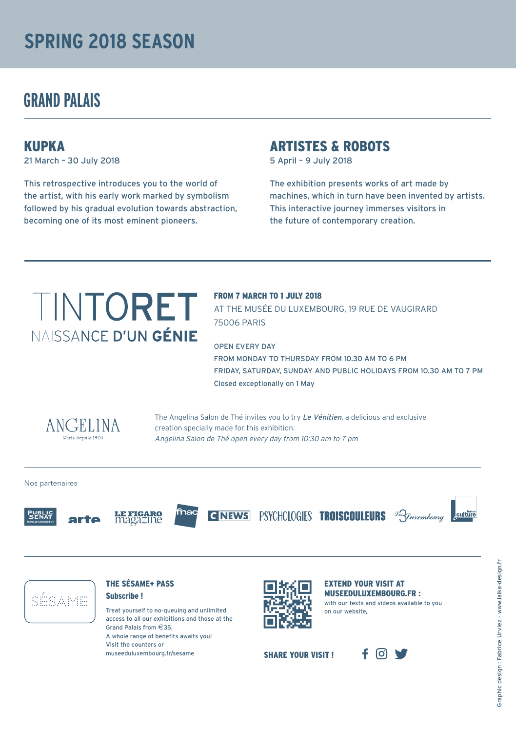# SPRING 2018 SEASON

## GRAND PALAIS

### KUPKA

21 March – 30 July 2018

This retrospective introduces you to the world of the artist, with his early work marked by symbolism followed by his gradual evolution towards abstraction, becoming one of its most eminent pioneers.

### ARTISTES & ROBOTS

5 April – 9 July 2018

The exhibition presents works of art made by machines, which in turn have been invented by artists. This interactive journey immerses visitors in the future of contemporary creation.

## TINTORET

NAISSANCE **D'UN GÉNIE**

**FROM 7 MARCH TO 1 JULY 2018**

AT THE MUSÉE DU LUXEMBOURG, 19 RUE DE VAUGIRARD
75006 PARIS

OPEN EVERY DAY
FROM MONDAY TO THURSDAY FROM 10.30 AM TO 6 PM
FRIDAY, SATURDAY, SUNDAY AND PUBLIC HOLIDAYS FROM 10.30 AM TO 7 PM
Closed exceptionally on 1 May

ANGELINA
Paris depuis 1903

The Angelina Salon de Thé invites you to try *Le Vénitien*, a delicious and exclusive creation specially made for this exhibition.
*Angelina Salon de Thé open every day from 10:30 am to 7 pm*

Nos partenaires

PUBLIC SÉNAT #AuCœurDuDébat · arte · LE FIGARO magazine · fnac · CNEWS · PSYCHOLOGIES · TROISCOULEURS · Les Luxembourg · france culture

SÉSAME

**THE SÉSAME+ PASS**
**Subscribe !**

Treat yourself to no-queuing and unlimited access to all our exhibitions and those at the Grand Palais from €35.
A whole range of benefits awaits you!
Visit the counters or
museeduluxembourg.fr/sesame

**EXTEND YOUR VISIT AT MUSEEDULUXEMBOURG.FR :**
with our texts and videos available to you on our website,

**SHARE YOUR VISIT !**

Graphic design : Fabrice Urviez - www.laika-design.fr